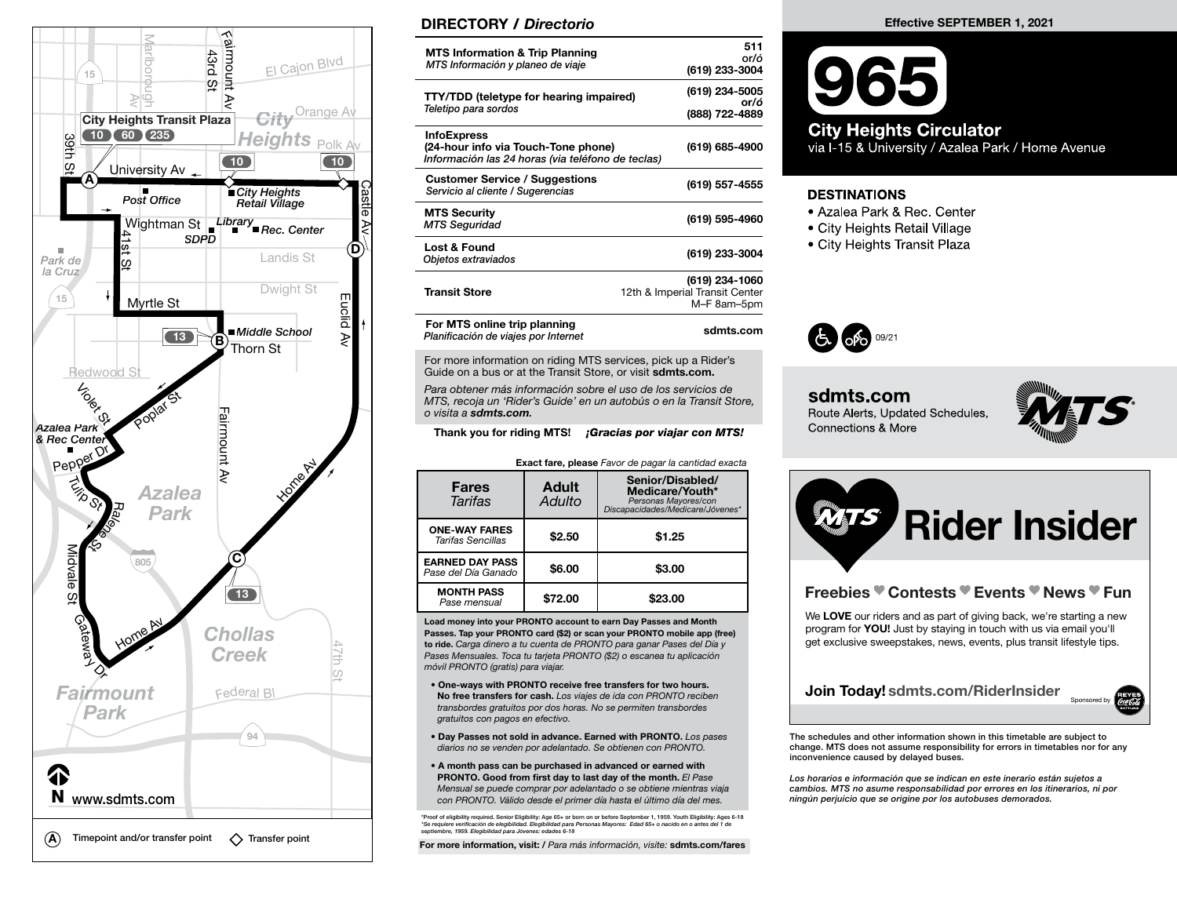Effective SEPTEMBER 1, 2021

# 965

## City Heights Circulator

via I-15 & University / Azalea Park / Home Avenue

### DESTINATIONS

- Azalea Park & Rec. Center
- City Heights Retail Village
- City Heights Transit Plaza

09/21

**sdmts.com**
Route Alerts, Updated Schedules, Connections & More

City Heights Transit Plaza: 10, 60, 235

Ⓐ Timepoint and/or transfer point ◇ Transfer point

www.sdmts.com

## DIRECTORY / *Directorio*

| | |
|---|---|
| **MTS Information & Trip Planning** *MTS Información y planeo de viaje* | 511 or/ó (619) 233-3004 |
| **TTY/TDD (teletype for hearing impaired)** *Teletipo para sordos* | (619) 234-5005 or/ó (888) 722-4889 |
| **InfoExpress (24-hour info via Touch-Tone phone)** *Información las 24 horas (via teléfono de teclas)* | (619) 685-4900 |
| **Customer Service / Suggestions** *Servicio al cliente / Sugerencias* | (619) 557-4555 |
| **MTS Security** *MTS Seguridad* | (619) 595-4960 |
| **Lost & Found** *Objetos extraviados* | (619) 233-3004 |
| **Transit Store** | (619) 234-1060 12th & Imperial Transit Center M–F 8am–5pm |
| **For MTS online trip planning** *Planificación de viajes por Internet* | sdmts.com |

For more information on riding MTS services, pick up a Rider's Guide on a bus or at the Transit Store, or visit **sdmts.com.**

*Para obtener más información sobre el uso de los servicios de MTS, recoja un 'Rider's Guide' en un autobús o en la Transit Store, o visita a **sdmts.com.***

**Thank you for riding MTS!** ***¡Gracias por viajar con MTS!***

**Exact fare, please** *Favor de pagar la cantidad exacta*

| **Fares** *Tarifas* | **Adult** *Adulto* | **Senior/Disabled/ Medicare/Youth*** *Personas Mayores/con Discapacidades/Medicare/Jóvenes** |
|---|---|---|
| **ONE-WAY FARES** *Tarifas Sencillas* | $2.50 | $1.25 |
| **EARNED DAY PASS** *Pase del Día Ganado* | $6.00 | $3.00 |
| **MONTH PASS** *Pase mensual* | $72.00 | $23.00 |

**Load money into your PRONTO account to earn Day Passes and Month Passes. Tap your PRONTO card ($2) or scan your PRONTO mobile app (free) to ride.** *Carga dinero a tu cuenta de PRONTO para ganar Pases del Día y Pases Mensuales. Toca tu tarjeta PRONTO ($2) o escanea tu aplicación móvil PRONTO (gratis) para viajar.*

- **One-ways with PRONTO receive free transfers for two hours. No free transfers for cash.** *Los viajes de ida con PRONTO reciben transbordes gratuitos por dos horas. No se permiten transbordes gratuitos con pagos en efectivo.*
- **Day Passes not sold in advance. Earned with PRONTO.** *Los pases diarios no se venden por adelantado. Se obtienen con PRONTO.*
- **A month pass can be purchased in advanced or earned with PRONTO. Good from first day to last day of the month.** *El Pase Mensual se puede comprar por adelantado o se obtiene mientras viaja con PRONTO. Válido desde el primer día hasta el último día del mes.*

*Proof of eligibility required. Senior Eligibility: Age 65+ or born on or before September 1, 1959. Youth Eligibility: Ages 6-18
*Se requiere verificación de elegibilidad. Elegibilidad para Personas Mayores: Edad 65+ o nacido en o antes del 1 de septiembre, 1959. Elegibilidad para Jóvenes: edades 6-18

**For more information, visit:** / *Para más información, visite:* **sdmts.com/fares**

## Rider Insider

**Freebies ♥ Contests ♥ Events ♥ News ♥ Fun**

We **LOVE** our riders and as part of giving back, we're starting a new program for **YOU!** Just by staying in touch with us via email you'll get exclusive sweepstakes, news, events, plus transit lifestyle tips.

**Join Today! sdmts.com/RiderInsider**

Sponsored by

The schedules and other information shown in this timetable are subject to change. MTS does not assume responsibility for errors in timetables nor for any inconvenience caused by delayed buses.

*Los horarios e información que se indican en este inerario están sujetos a cambios. MTS no asume responsabilidad por errores en los itinerarios, ni por ningún perjuicio que se origine por los autobuses demorados.*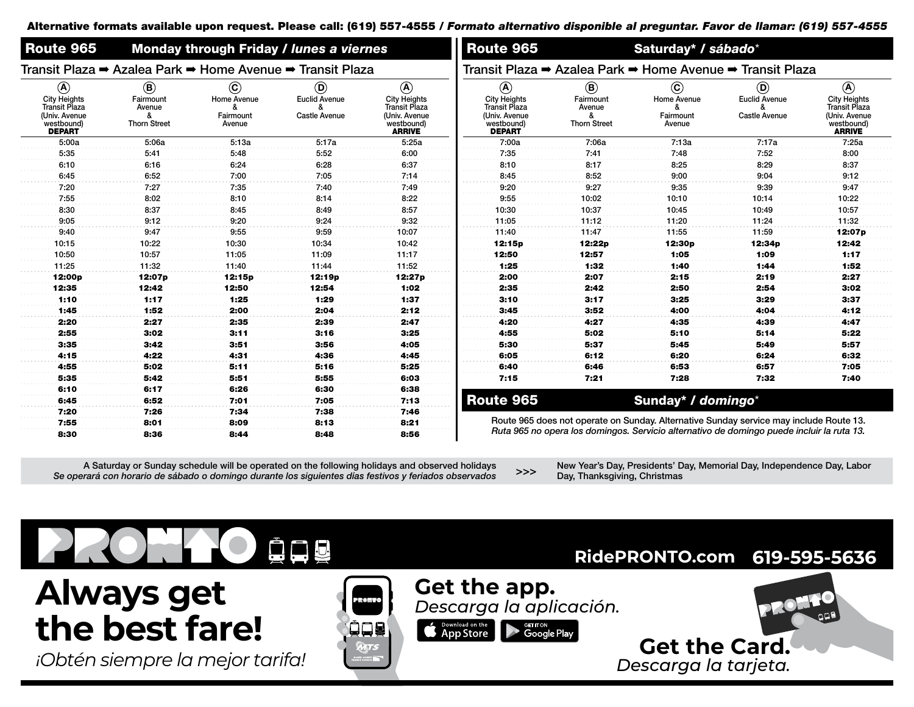Alternative formats available upon request. Please call: (619) 557-4555 / *Formato alternativo disponible al preguntar. Favor de llamar: (619) 557-4555*

## Route 965 — Monday through Friday / *lunes a viernes*

Transit Plaza ➡ Azalea Park ➡ Home Avenue ➡ Transit Plaza

| Ⓐ City Heights Transit Plaza (Univ. Avenue westbound) DEPART | Ⓑ Fairmount Avenue & Thorn Street | Ⓒ Home Avenue & Fairmount Avenue | Ⓓ Euclid Avenue & Castle Avenue | Ⓐ City Heights Transit Plaza (Univ. Avenue westbound) ARRIVE |
|---|---|---|---|---|
| 5:00a | 5:06a | 5:13a | 5:17a | 5:25a |
| 5:35 | 5:41 | 5:48 | 5:52 | 6:00 |
| 6:10 | 6:16 | 6:24 | 6:28 | 6:37 |
| 6:45 | 6:52 | 7:00 | 7:05 | 7:14 |
| 7:20 | 7:27 | 7:35 | 7:40 | 7:49 |
| 7:55 | 8:02 | 8:10 | 8:14 | 8:22 |
| 8:30 | 8:37 | 8:45 | 8:49 | 8:57 |
| 9:05 | 9:12 | 9:20 | 9:24 | 9:32 |
| 9:40 | 9:47 | 9:55 | 9:59 | 10:07 |
| 10:15 | 10:22 | 10:30 | 10:34 | 10:42 |
| 10:50 | 10:57 | 11:05 | 11:09 | 11:17 |
| 11:25 | 11:32 | 11:40 | 11:44 | 11:52 |
| **12:00p** | **12:07p** | **12:15p** | **12:19p** | **12:27p** |
| **12:35** | **12:42** | **12:50** | **12:54** | **1:02** |
| **1:10** | **1:17** | **1:25** | **1:29** | **1:37** |
| **1:45** | **1:52** | **2:00** | **2:04** | **2:12** |
| **2:20** | **2:27** | **2:35** | **2:39** | **2:47** |
| **2:55** | **3:02** | **3:11** | **3:16** | **3:25** |
| **3:35** | **3:42** | **3:51** | **3:56** | **4:05** |
| **4:15** | **4:22** | **4:31** | **4:36** | **4:45** |
| **4:55** | **5:02** | **5:11** | **5:16** | **5:25** |
| **5:35** | **5:42** | **5:51** | **5:55** | **6:03** |
| **6:10** | **6:17** | **6:26** | **6:30** | **6:38** |
| **6:45** | **6:52** | **7:01** | **7:05** | **7:13** |
| **7:20** | **7:26** | **7:34** | **7:38** | **7:46** |
| **7:55** | **8:01** | **8:09** | **8:13** | **8:21** |
| **8:30** | **8:36** | **8:44** | **8:48** | **8:56** |

## Route 965 — Saturday* / *sábado**

Transit Plaza ➡ Azalea Park ➡ Home Avenue ➡ Transit Plaza

| Ⓐ City Heights Transit Plaza (Univ. Avenue westbound) DEPART | Ⓑ Fairmount Avenue & Thorn Street | Ⓒ Home Avenue & Fairmount Avenue | Ⓓ Euclid Avenue & Castle Avenue | Ⓐ City Heights Transit Plaza (Univ. Avenue westbound) ARRIVE |
|---|---|---|---|---|
| 7:00a | 7:06a | 7:13a | 7:17a | 7:25a |
| 7:35 | 7:41 | 7:48 | 7:52 | 8:00 |
| 8:10 | 8:17 | 8:25 | 8:29 | 8:37 |
| 8:45 | 8:52 | 9:00 | 9:04 | 9:12 |
| 9:20 | 9:27 | 9:35 | 9:39 | 9:47 |
| 9:55 | 10:02 | 10:10 | 10:14 | 10:22 |
| 10:30 | 10:37 | 10:45 | 10:49 | 10:57 |
| 11:05 | 11:12 | 11:20 | 11:24 | 11:32 |
| 11:40 | 11:47 | 11:55 | 11:59 | **12:07p** |
| **12:15p** | **12:22p** | **12:30p** | **12:34p** | **12:42** |
| **12:50** | **12:57** | **1:05** | **1:09** | **1:17** |
| **1:25** | **1:32** | **1:40** | **1:44** | **1:52** |
| **2:00** | **2:07** | **2:15** | **2:19** | **2:27** |
| **2:35** | **2:42** | **2:50** | **2:54** | **3:02** |
| **3:10** | **3:17** | **3:25** | **3:29** | **3:37** |
| **3:45** | **3:52** | **4:00** | **4:04** | **4:12** |
| **4:20** | **4:27** | **4:35** | **4:39** | **4:47** |
| **4:55** | **5:02** | **5:10** | **5:14** | **5:22** |
| **5:30** | **5:37** | **5:45** | **5:49** | **5:57** |
| **6:05** | **6:12** | **6:20** | **6:24** | **6:32** |
| **6:40** | **6:46** | **6:53** | **6:57** | **7:05** |
| **7:15** | **7:21** | **7:28** | **7:32** | **7:40** |

## Route 965 — Sunday* / *domingo**

Route 965 does not operate on Sunday. Alternative Sunday service may include Route 13.
*Ruta 965 no opera los domingos. Servicio alternativo de domingo puede incluir la ruta 13.*

A Saturday or Sunday schedule will be operated on the following holidays and observed holidays
*Se operará con horario de sábado o domingo durante los siguientes días festivos y feriados observados*
>>> New Year's Day, Presidents' Day, Memorial Day, Independence Day, Labor Day, Thanksgiving, Christmas

PRONTO

RidePRONTO.com 619-595-5636

# Always get the best fare!

*¡Obtén siempre la mejor tarifa!*

**Get the app.**
*Descarga la aplicación.*

Download on the App Store | GET IT ON Google Play

**Get the Card.**
*Descarga la tarjeta.*